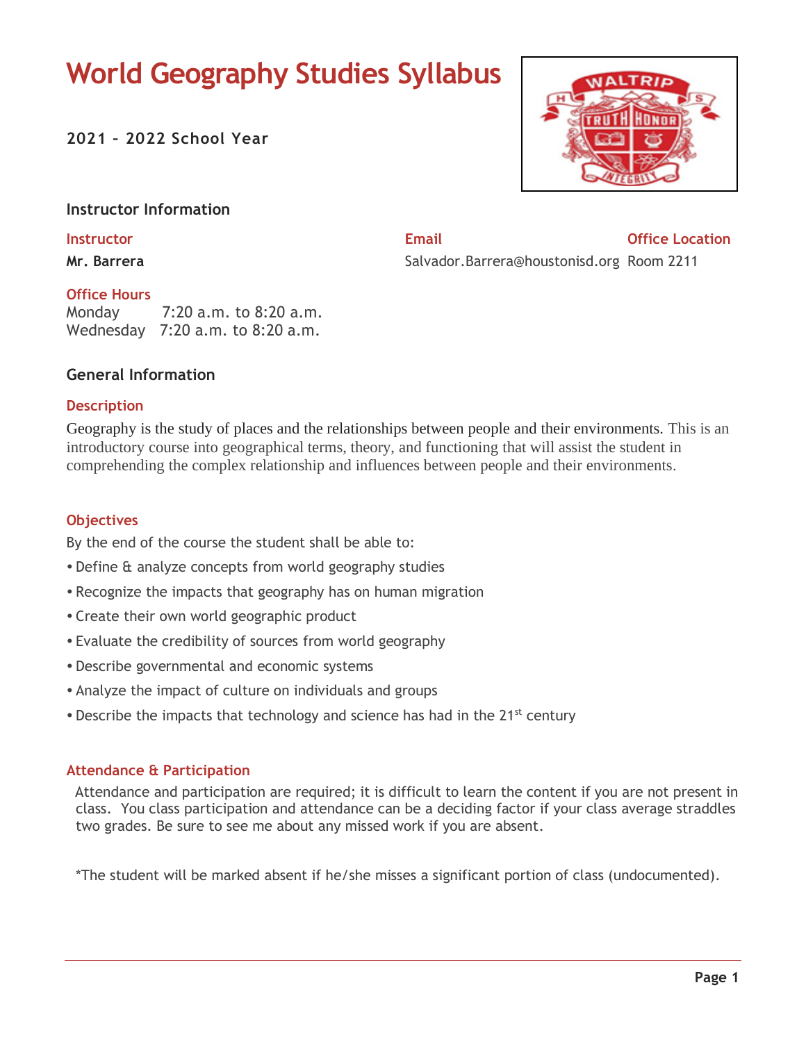# World Geography Studies Syllabus

**2021 – 2022 School Year**

## Instructor Information

| Instructor | Email | Office Location |
| --- | --- | --- |
| **Mr. Barrera** | Salvador.Barrera@houstonisd.org | Room 2211 |

### Office Hours

Monday 7:20 a.m. to 8:20 a.m.
Wednesday 7:20 a.m. to 8:20 a.m.

## General Information

### Description

Geography is the study of places and the relationships between people and their environments. This is an introductory course into geographical terms, theory, and functioning that will assist the student in comprehending the complex relationship and influences between people and their environments.

### Objectives

By the end of the course the student shall be able to:

- Define & analyze concepts from world geography studies
- Recognize the impacts that geography has on human migration
- Create their own world geographic product
- Evaluate the credibility of sources from world geography
- Describe governmental and economic systems
- Analyze the impact of culture on individuals and groups
- Describe the impacts that technology and science has had in the 21st century

### Attendance & Participation

Attendance and participation are required; it is difficult to learn the content if you are not present in class. You class participation and attendance can be a deciding factor if your class average straddles two grades. Be sure to see me about any missed work if you are absent.

*The student will be marked absent if he/she misses a significant portion of class (undocumented).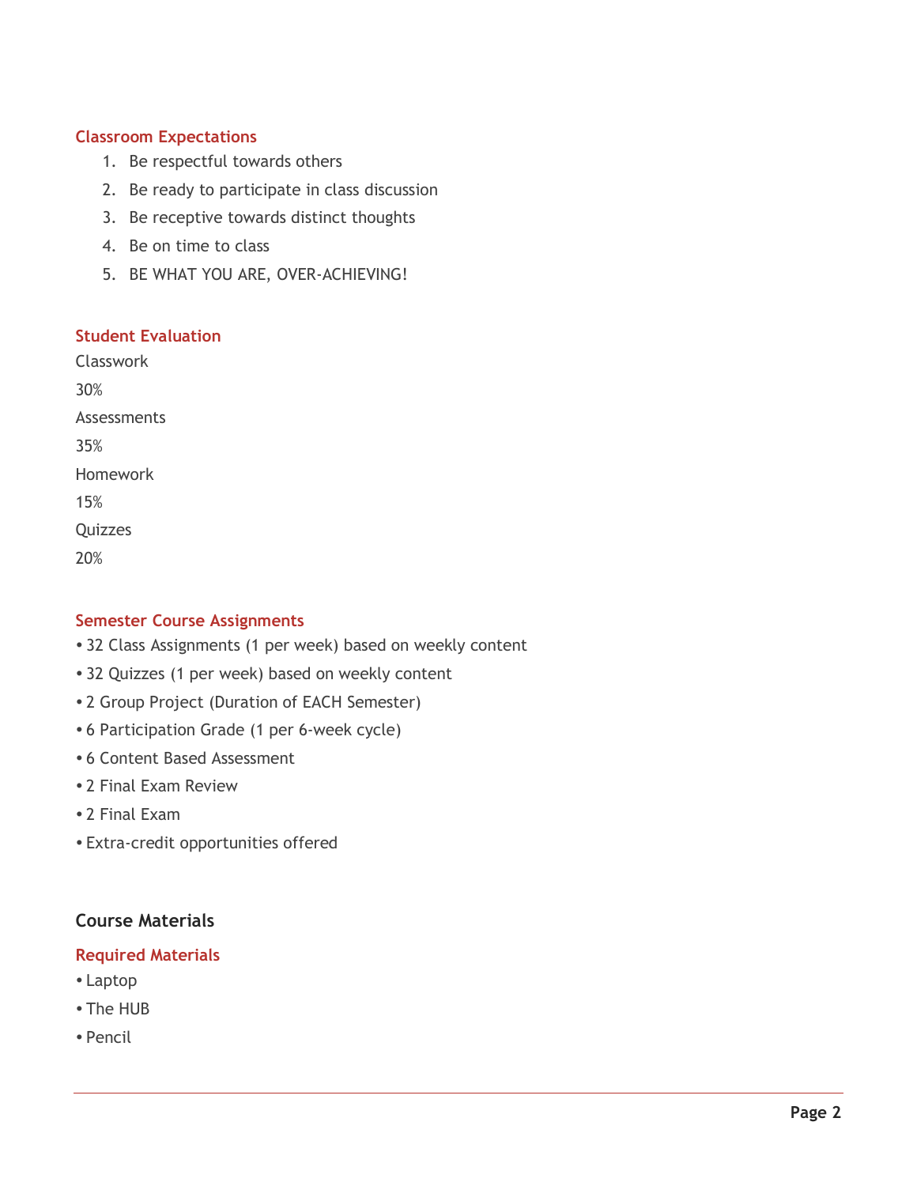### Classroom Expectations

1. Be respectful towards others
2. Be ready to participate in class discussion
3. Be receptive towards distinct thoughts
4. Be on time to class
5. BE WHAT YOU ARE, OVER-ACHIEVING!

### Student Evaluation

Classwork

30%

Assessments

35%

Homework

15%

Quizzes

20%

### Semester Course Assignments

- 32 Class Assignments (1 per week) based on weekly content
- 32 Quizzes (1 per week) based on weekly content
- 2 Group Project (Duration of EACH Semester)
- 6 Participation Grade (1 per 6-week cycle)
- 6 Content Based Assessment
- 2 Final Exam Review
- 2 Final Exam
- Extra-credit opportunities offered

## Course Materials

### Required Materials

- Laptop
- The HUB
- Pencil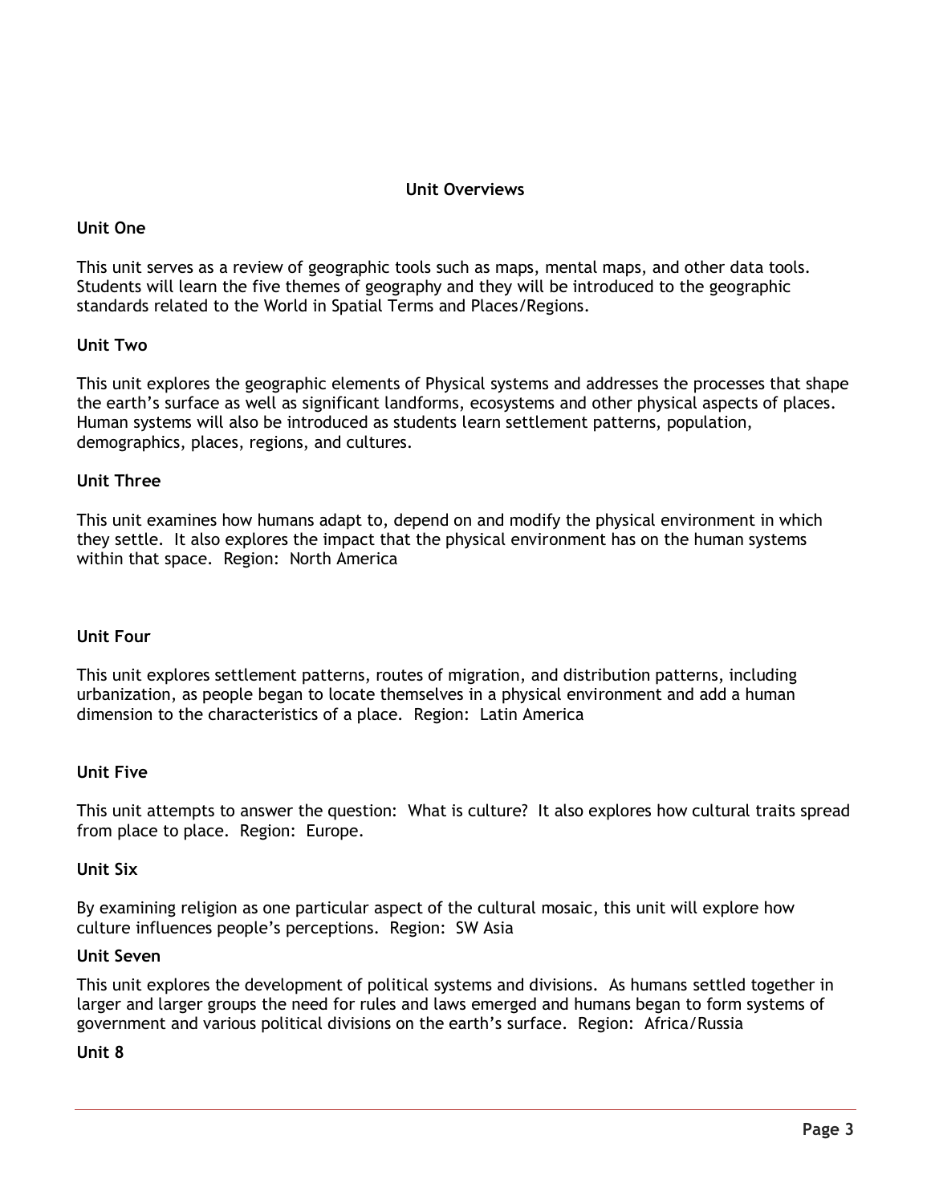## Unit Overviews

### Unit One

This unit serves as a review of geographic tools such as maps, mental maps, and other data tools. Students will learn the five themes of geography and they will be introduced to the geographic standards related to the World in Spatial Terms and Places/Regions.

### Unit Two

This unit explores the geographic elements of Physical systems and addresses the processes that shape the earth's surface as well as significant landforms, ecosystems and other physical aspects of places. Human systems will also be introduced as students learn settlement patterns, population, demographics, places, regions, and cultures.

### Unit Three

This unit examines how humans adapt to, depend on and modify the physical environment in which they settle. It also explores the impact that the physical environment has on the human systems within that space. Region: North America

### Unit Four

This unit explores settlement patterns, routes of migration, and distribution patterns, including urbanization, as people began to locate themselves in a physical environment and add a human dimension to the characteristics of a place. Region: Latin America

### Unit Five

This unit attempts to answer the question: What is culture? It also explores how cultural traits spread from place to place. Region: Europe.

### Unit Six

By examining religion as one particular aspect of the cultural mosaic, this unit will explore how culture influences people's perceptions. Region: SW Asia

### Unit Seven

This unit explores the development of political systems and divisions. As humans settled together in larger and larger groups the need for rules and laws emerged and humans began to form systems of government and various political divisions on the earth's surface. Region: Africa/Russia

### Unit 8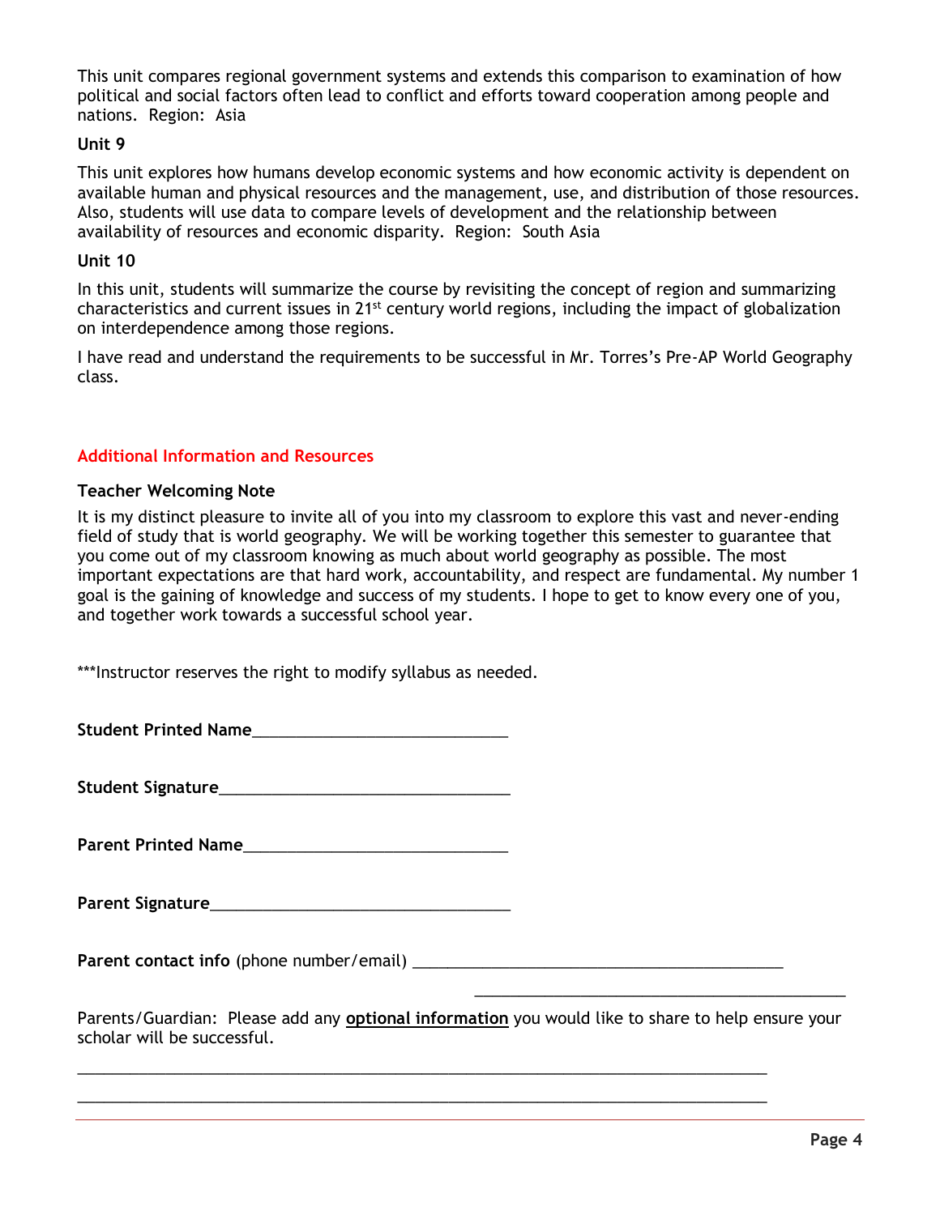This unit compares regional government systems and extends this comparison to examination of how political and social factors often lead to conflict and efforts toward cooperation among people and nations. Region: Asia

**Unit 9**

This unit explores how humans develop economic systems and how economic activity is dependent on available human and physical resources and the management, use, and distribution of those resources. Also, students will use data to compare levels of development and the relationship between availability of resources and economic disparity. Region: South Asia

**Unit 10**

In this unit, students will summarize the course by revisiting the concept of region and summarizing characteristics and current issues in 21st century world regions, including the impact of globalization on interdependence among those regions.

I have read and understand the requirements to be successful in Mr. Torres's Pre-AP World Geography class.

## Additional Information and Resources

**Teacher Welcoming Note**

It is my distinct pleasure to invite all of you into my classroom to explore this vast and never-ending field of study that is world geography. We will be working together this semester to guarantee that you come out of my classroom knowing as much about world geography as possible. The most important expectations are that hard work, accountability, and respect are fundamental. My number 1 goal is the gaining of knowledge and success of my students. I hope to get to know every one of you, and together work towards a successful school year.

***Instructor reserves the right to modify syllabus as needed.

**Student Printed Name**_____________________________

**Student Signature**_________________________________

**Parent Printed Name**______________________________

**Parent Signature**__________________________________

**Parent contact info** (phone number/email) ___________________________________________

___________________________________________

Parents/Guardian: Please add any **optional information** you would like to share to help ensure your scholar will be successful.

_______________________________________________________________________________

_______________________________________________________________________________